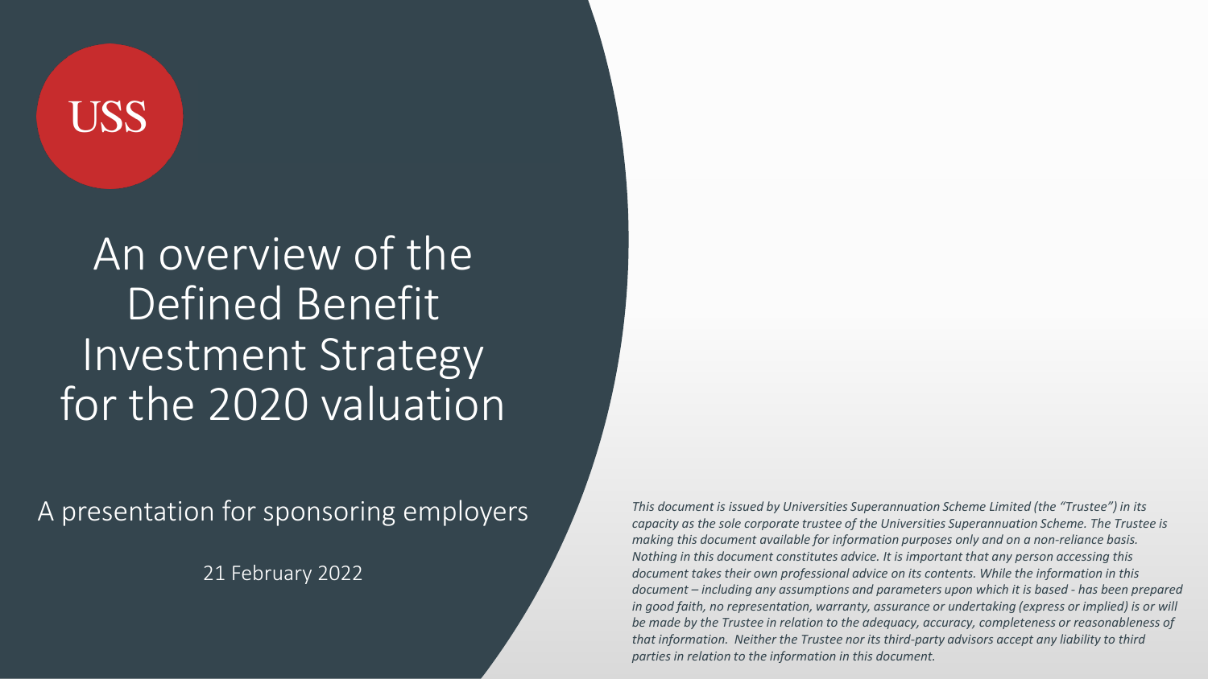USS

# An overview of the Defined Benefit Investment Strategy for the 2020 valuation

A presentation for sponsoring employers

21 February 2022

*This document is issued by Universities Superannuation Scheme Limited (the "Trustee") in its capacity as the sole corporate trustee of the Universities Superannuation Scheme. The Trustee is making this document available for information purposes only and on a non-reliance basis. Nothing in this document constitutes advice. It is important that any person accessing this document takes their own professional advice on its contents. While the information in this document – including any assumptions and parameters upon which it is based - has been prepared in good faith, no representation, warranty, assurance or undertaking (express or implied) is or will be made by the Trustee in relation to the adequacy, accuracy, completeness or reasonableness of that information. Neither the Trustee nor its third-party advisors accept any liability to third parties in relation to the information in this document.*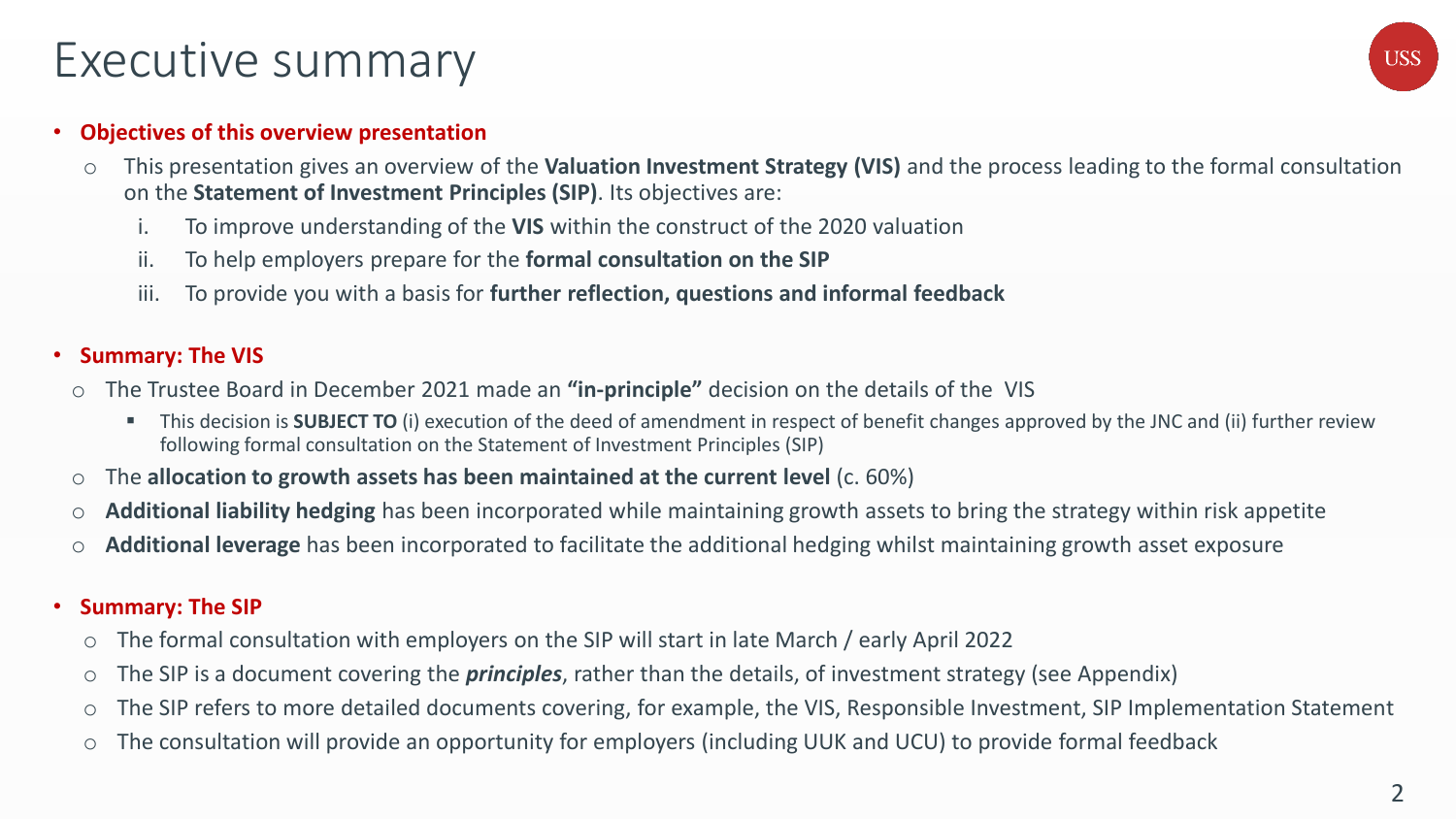# Executive summary

- **Objectives of this overview presentation**
  - This presentation gives an overview of the **Valuation Investment Strategy (VIS)** and the process leading to the formal consultation on the **Statement of Investment Principles (SIP)**. Its objectives are:
    1. To improve understanding of the **VIS** within the construct of the 2020 valuation
    2. To help employers prepare for the **formal consultation on the SIP**
    3. To provide you with a basis for **further reflection, questions and informal feedback**

- **Summary: The VIS**
  - The Trustee Board in December 2021 made an **"in-principle"** decision on the details of the VIS
    - This decision is **SUBJECT TO** (i) execution of the deed of amendment in respect of benefit changes approved by the JNC and (ii) further review following formal consultation on the Statement of Investment Principles (SIP)
  - The **allocation to growth assets has been maintained at the current level** (c. 60%)
  - **Additional liability hedging** has been incorporated while maintaining growth assets to bring the strategy within risk appetite
  - **Additional leverage** has been incorporated to facilitate the additional hedging whilst maintaining growth asset exposure

- **Summary: The SIP**
  - The formal consultation with employers on the SIP will start in late March / early April 2022
  - The SIP is a document covering the ***principles***, rather than the details, of investment strategy (see Appendix)
  - The SIP refers to more detailed documents covering, for example, the VIS, Responsible Investment, SIP Implementation Statement
  - The consultation will provide an opportunity for employers (including UUK and UCU) to provide formal feedback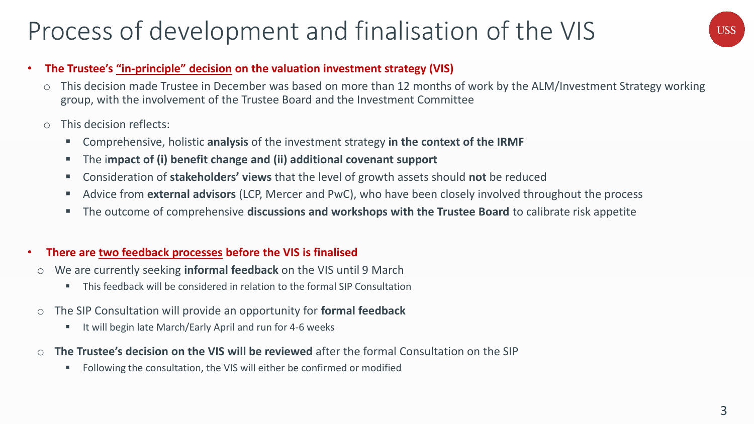# Process of development and finalisation of the VIS

- **The Trustee's "in-principle" decision on the valuation investment strategy (VIS)**
  - This decision made Trustee in December was based on more than 12 months of work by the ALM/Investment Strategy working group, with the involvement of the Trustee Board and the Investment Committee
  - This decision reflects:
    - Comprehensive, holistic **analysis** of the investment strategy **in the context of the IRMF**
    - The i**mpact of (i) benefit change and (ii) additional covenant support**
    - Consideration of **stakeholders' views** that the level of growth assets should **not** be reduced
    - Advice from **external advisors** (LCP, Mercer and PwC), who have been closely involved throughout the process
    - The outcome of comprehensive **discussions and workshops with the Trustee Board** to calibrate risk appetite

- **There are two feedback processes before the VIS is finalised**
  - We are currently seeking **informal feedback** on the VIS until 9 March
    - This feedback will be considered in relation to the formal SIP Consultation
  - The SIP Consultation will provide an opportunity for **formal feedback**
    - It will begin late March/Early April and run for 4-6 weeks
  - **The Trustee's decision on the VIS will be reviewed** after the formal Consultation on the SIP
    - Following the consultation, the VIS will either be confirmed or modified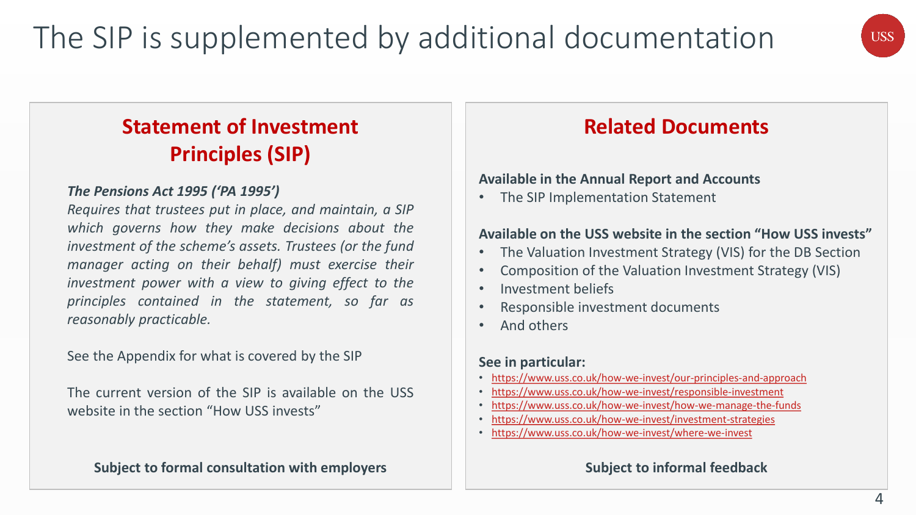# The SIP is supplemented by additional documentation

## Statement of Investment Principles (SIP)

***The Pensions Act 1995 ('PA 1995')***

*Requires that trustees put in place, and maintain, a SIP which governs how they make decisions about the investment of the scheme's assets. Trustees (or the fund manager acting on their behalf) must exercise their investment power with a view to giving effect to the principles contained in the statement, so far as reasonably practicable.*

See the Appendix for what is covered by the SIP

The current version of the SIP is available on the USS website in the section "How USS invests"

**Subject to formal consultation with employers**

## Related Documents

**Available in the Annual Report and Accounts**

- The SIP Implementation Statement

**Available on the USS website in the section "How USS invests"**

- The Valuation Investment Strategy (VIS) for the DB Section
- Composition of the Valuation Investment Strategy (VIS)
- Investment beliefs
- Responsible investment documents
- And others

**See in particular:**

- https://www.uss.co.uk/how-we-invest/our-principles-and-approach
- https://www.uss.co.uk/how-we-invest/responsible-investment
- https://www.uss.co.uk/how-we-invest/how-we-manage-the-funds
- https://www.uss.co.uk/how-we-invest/investment-strategies
- https://www.uss.co.uk/how-we-invest/where-we-invest

**Subject to informal feedback**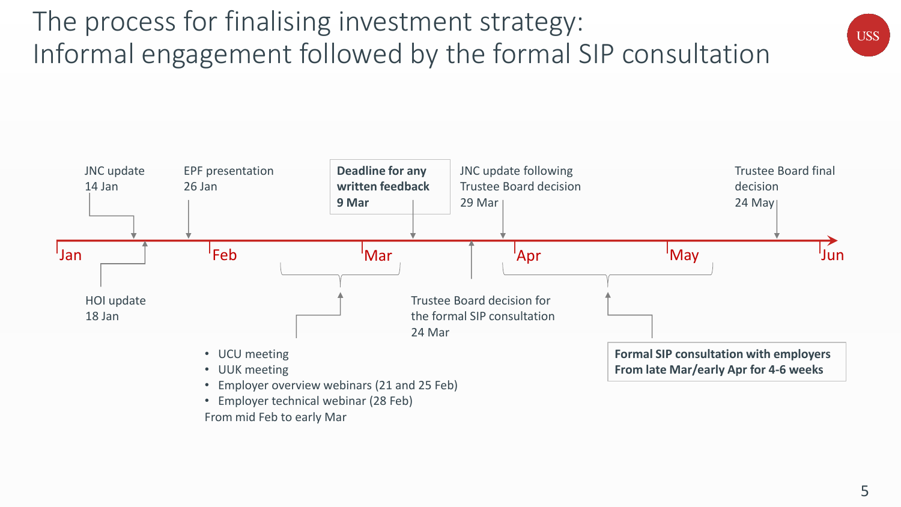# The process for finalising investment strategy: Informal engagement followed by the formal SIP consultation

Jan — Feb — Mar — Apr — May — Jun

- JNC update 14 Jan
- HOI update 18 Jan
- EPF presentation 26 Jan
- From mid Feb to early Mar:
  - UCU meeting
  - UUK meeting
  - Employer overview webinars (21 and 25 Feb)
  - Employer technical webinar (28 Feb)
- **Deadline for any written feedback 9 Mar**
- Trustee Board decision for the formal SIP consultation 24 Mar
- JNC update following Trustee Board decision 29 Mar
- **Formal SIP consultation with employers From late Mar/early Apr for 4-6 weeks**
- Trustee Board final decision 24 May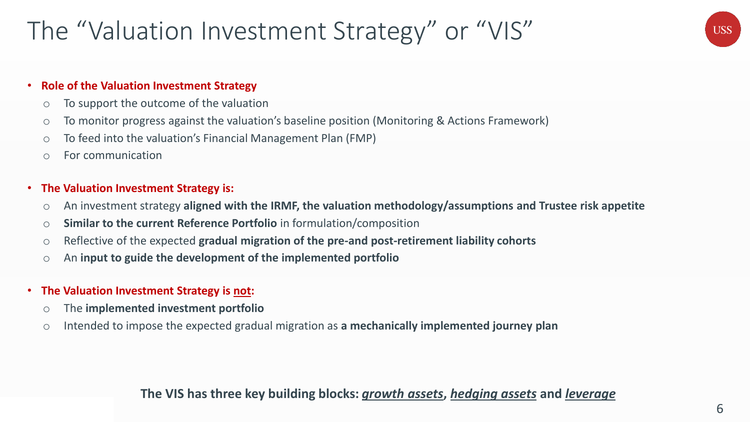# The "Valuation Investment Strategy" or "VIS"

- **Role of the Valuation Investment Strategy**
  - To support the outcome of the valuation
  - To monitor progress against the valuation's baseline position (Monitoring & Actions Framework)
  - To feed into the valuation's Financial Management Plan (FMP)
  - For communication

- **The Valuation Investment Strategy is:**
  - An investment strategy **aligned with the IRMF, the valuation methodology/assumptions and Trustee risk appetite**
  - **Similar to the current Reference Portfolio** in formulation/composition
  - Reflective of the expected **gradual migration of the pre-and post-retirement liability cohorts**
  - An **input to guide the development of the implemented portfolio**

- **The Valuation Investment Strategy is not:**
  - The **implemented investment portfolio**
  - Intended to impose the expected gradual migration as **a mechanically implemented journey plan**

**The VIS has three key building blocks: *growth assets*, *hedging assets* and *leverage***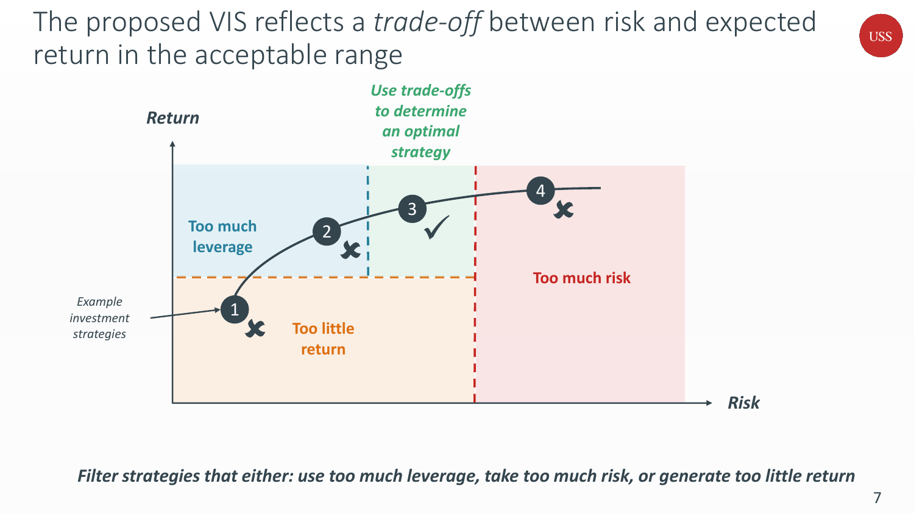# The proposed VIS reflects a *trade-off* between risk and expected return in the acceptable range

***Use trade-offs to determine an optimal strategy***

***Return***

Too much leverage

Too little return

Too much risk

***Risk***

*Example investment strategies*

1 ✗

2 ✗

3 ✓

4 ✗

***Filter strategies that either: use too much leverage, take too much risk, or generate too little return***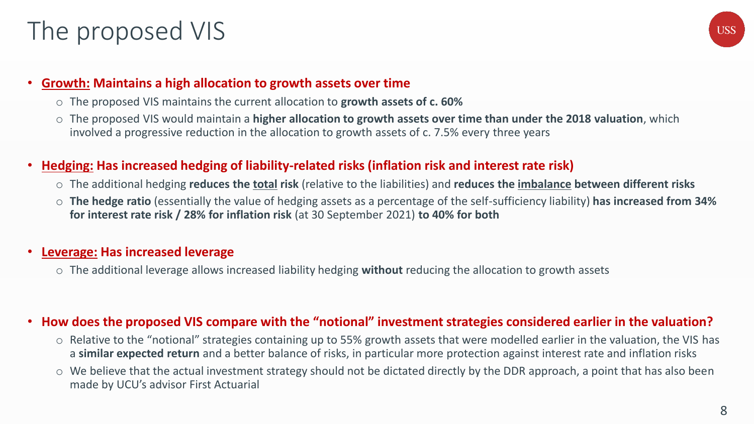# The proposed VIS

- **Growth: Maintains a high allocation to growth assets over time**
  - The proposed VIS maintains the current allocation to **growth assets of c. 60%**
  - The proposed VIS would maintain a **higher allocation to growth assets over time than under the 2018 valuation**, which involved a progressive reduction in the allocation to growth assets of c. 7.5% every three years

- **Hedging: Has increased hedging of liability-related risks (inflation risk and interest rate risk)**
  - The additional hedging **reduces the total risk** (relative to the liabilities) and **reduces the imbalance between different risks**
  - **The hedge ratio** (essentially the value of hedging assets as a percentage of the self-sufficiency liability) **has increased from 34% for interest rate risk / 28% for inflation risk** (at 30 September 2021) **to 40% for both**

- **Leverage: Has increased leverage**
  - The additional leverage allows increased liability hedging **without** reducing the allocation to growth assets

- **How does the proposed VIS compare with the "notional" investment strategies considered earlier in the valuation?**
  - Relative to the "notional" strategies containing up to 55% growth assets that were modelled earlier in the valuation, the VIS has a **similar expected return** and a better balance of risks, in particular more protection against interest rate and inflation risks
  - We believe that the actual investment strategy should not be dictated directly by the DDR approach, a point that has also been made by UCU's advisor First Actuarial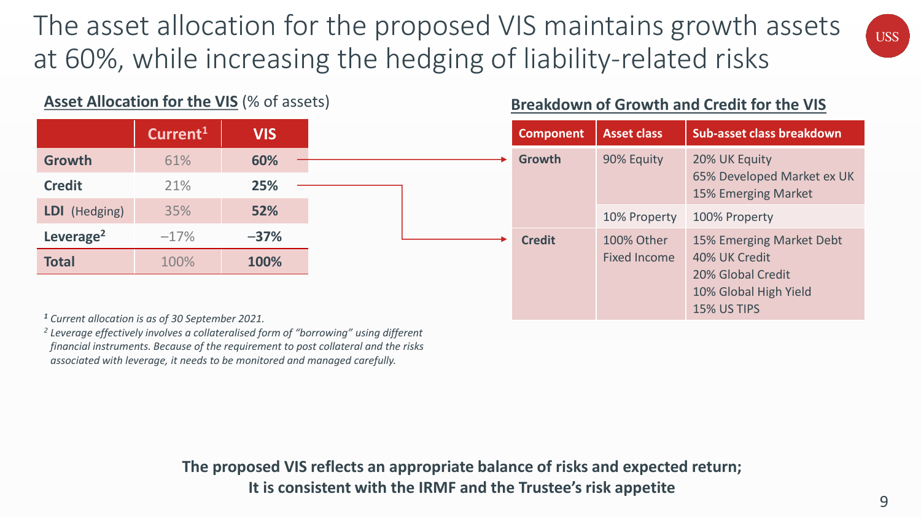# The asset allocation for the proposed VIS maintains growth assets at 60%, while increasing the hedging of liability-related risks

**Asset Allocation for the VIS** (% of assets)

| | Current[1] | VIS |
|---|---|---|
| **Growth** | 61% | **60%** |
| **Credit** | 21% | **25%** |
| **LDI** (Hedging) | 35% | **52%** |
| **Leverage[2]** | –17% | **–37%** |
| **Total** | 100% | **100%** |

*[1] Current allocation is as of 30 September 2021.*

*[2] Leverage effectively involves a collateralised form of "borrowing" using different financial instruments. Because of the requirement to post collateral and the risks associated with leverage, it needs to be monitored and managed carefully.*

**Breakdown of Growth and Credit for the VIS**

| Component | Asset class | Sub-asset class breakdown |
|---|---|---|
| **Growth** | 90% Equity | 20% UK Equity<br>65% Developed Market ex UK<br>15% Emerging Market |
| | 10% Property | 100% Property |
| **Credit** | 100% Other Fixed Income | 15% Emerging Market Debt<br>40% UK Credit<br>20% Global Credit<br>10% Global High Yield<br>15% US TIPS |

**The proposed VIS reflects an appropriate balance of risks and expected return; It is consistent with the IRMF and the Trustee's risk appetite**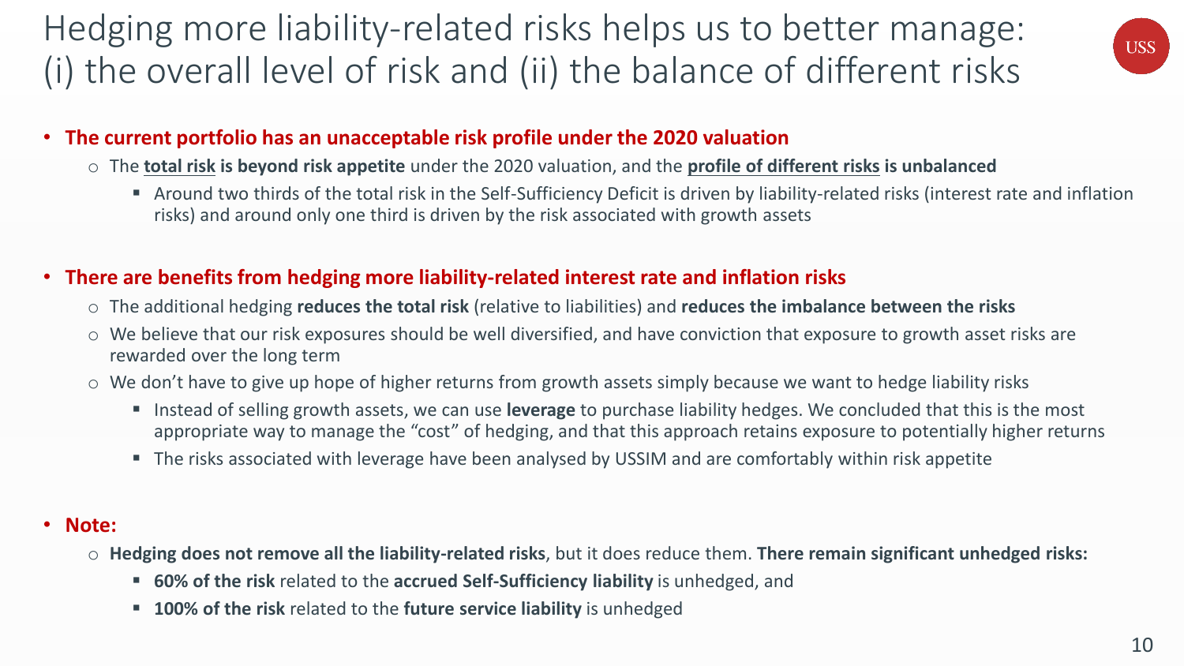# Hedging more liability-related risks helps us to better manage: (i) the overall level of risk and (ii) the balance of different risks

- **The current portfolio has an unacceptable risk profile under the 2020 valuation**
  - The **total risk is beyond risk appetite** under the 2020 valuation, and the **profile of different risks is unbalanced**
    - Around two thirds of the total risk in the Self-Sufficiency Deficit is driven by liability-related risks (interest rate and inflation risks) and around only one third is driven by the risk associated with growth assets

- **There are benefits from hedging more liability-related interest rate and inflation risks**
  - The additional hedging **reduces the total risk** (relative to liabilities) and **reduces the imbalance between the risks**
  - We believe that our risk exposures should be well diversified, and have conviction that exposure to growth asset risks are rewarded over the long term
  - We don't have to give up hope of higher returns from growth assets simply because we want to hedge liability risks
    - Instead of selling growth assets, we can use **leverage** to purchase liability hedges. We concluded that this is the most appropriate way to manage the "cost" of hedging, and that this approach retains exposure to potentially higher returns
    - The risks associated with leverage have been analysed by USSIM and are comfortably within risk appetite

- **Note:**
  - **Hedging does not remove all the liability-related risks**, but it does reduce them. **There remain significant unhedged risks:**
    - **60% of the risk** related to the **accrued Self-Sufficiency liability** is unhedged, and
    - **100% of the risk** related to the **future service liability** is unhedged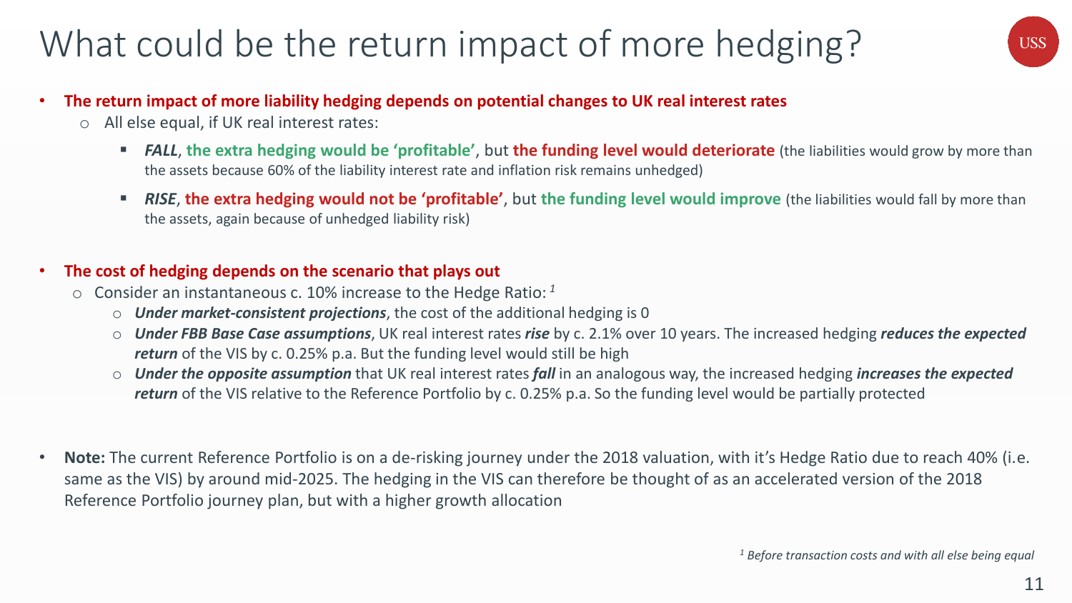# What could be the return impact of more hedging?

- **The return impact of more liability hedging depends on potential changes to UK real interest rates**
  - All else equal, if UK real interest rates:
    - ***FALL***, **the extra hedging would be 'profitable'**, but **the funding level would deteriorate** (the liabilities would grow by more than the assets because 60% of the liability interest rate and inflation risk remains unhedged)
    - ***RISE***, **the extra hedging would not be 'profitable'**, but **the funding level would improve** (the liabilities would fall by more than the assets, again because of unhedged liability risk)

- **The cost of hedging depends on the scenario that plays out**
  - Consider an instantaneous c. 10% increase to the Hedge Ratio: [1]
    - ***Under market-consistent projections***, the cost of the additional hedging is 0
    - ***Under FBB Base Case assumptions***, UK real interest rates ***rise*** by c. 2.1% over 10 years. The increased hedging ***reduces the expected return*** of the VIS by c. 0.25% p.a. But the funding level would still be high
    - ***Under the opposite assumption*** that UK real interest rates ***fall*** in an analogous way, the increased hedging ***increases the expected return*** of the VIS relative to the Reference Portfolio by c. 0.25% p.a. So the funding level would be partially protected

- **Note:** The current Reference Portfolio is on a de-risking journey under the 2018 valuation, with it's Hedge Ratio due to reach 40% (i.e. same as the VIS) by around mid-2025. The hedging in the VIS can therefore be thought of as an accelerated version of the 2018 Reference Portfolio journey plan, but with a higher growth allocation

*[1] Before transaction costs and with all else being equal*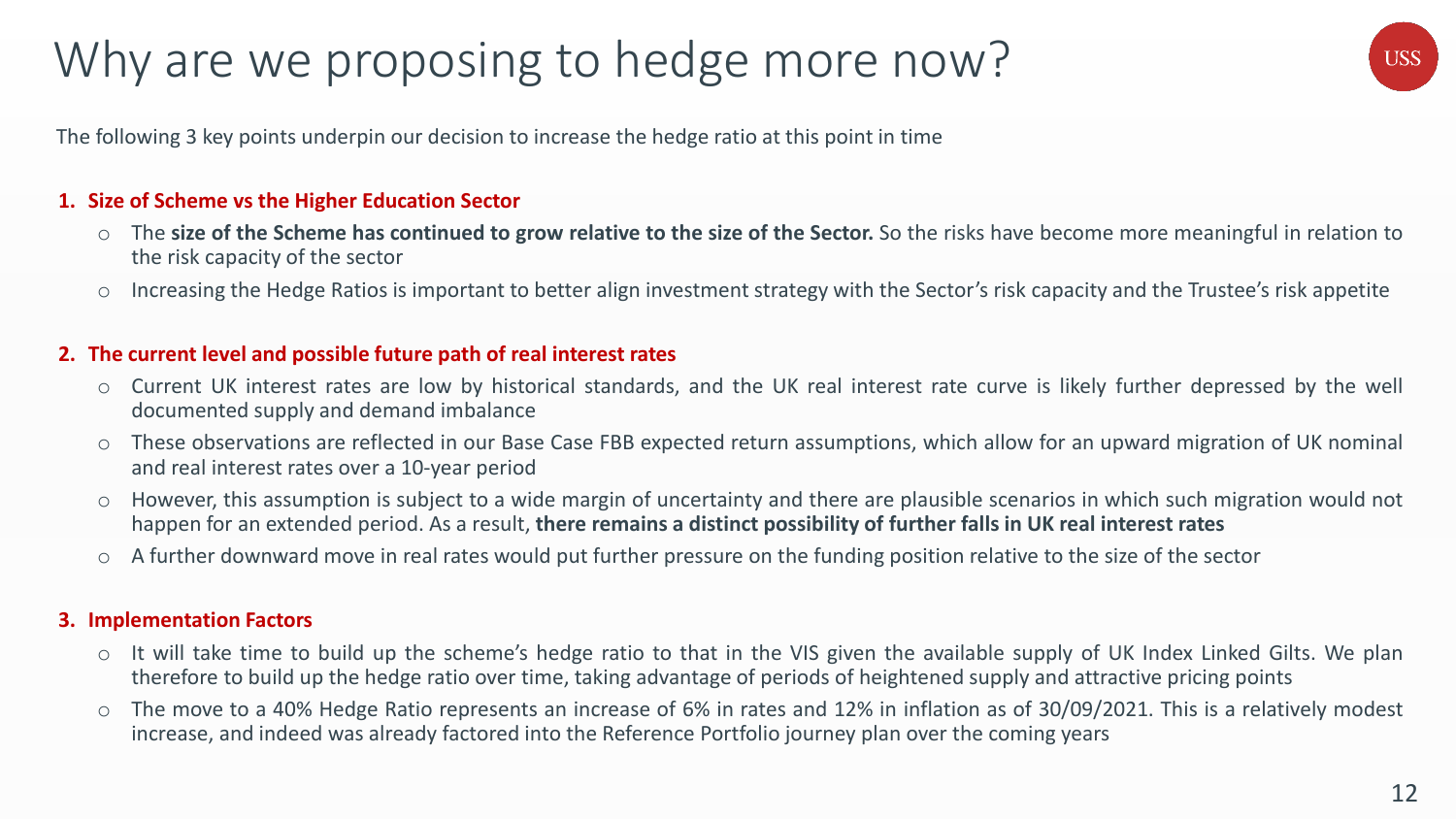# Why are we proposing to hedge more now?

The following 3 key points underpin our decision to increase the hedge ratio at this point in time

**1. Size of Scheme vs the Higher Education Sector**

- The **size of the Scheme has continued to grow relative to the size of the Sector.** So the risks have become more meaningful in relation to the risk capacity of the sector
- Increasing the Hedge Ratios is important to better align investment strategy with the Sector's risk capacity and the Trustee's risk appetite

**2. The current level and possible future path of real interest rates**

- Current UK interest rates are low by historical standards, and the UK real interest rate curve is likely further depressed by the well documented supply and demand imbalance
- These observations are reflected in our Base Case FBB expected return assumptions, which allow for an upward migration of UK nominal and real interest rates over a 10-year period
- However, this assumption is subject to a wide margin of uncertainty and there are plausible scenarios in which such migration would not happen for an extended period. As a result, **there remains a distinct possibility of further falls in UK real interest rates**
- A further downward move in real rates would put further pressure on the funding position relative to the size of the sector

**3. Implementation Factors**

- It will take time to build up the scheme's hedge ratio to that in the VIS given the available supply of UK Index Linked Gilts. We plan therefore to build up the hedge ratio over time, taking advantage of periods of heightened supply and attractive pricing points
- The move to a 40% Hedge Ratio represents an increase of 6% in rates and 12% in inflation as of 30/09/2021. This is a relatively modest increase, and indeed was already factored into the Reference Portfolio journey plan over the coming years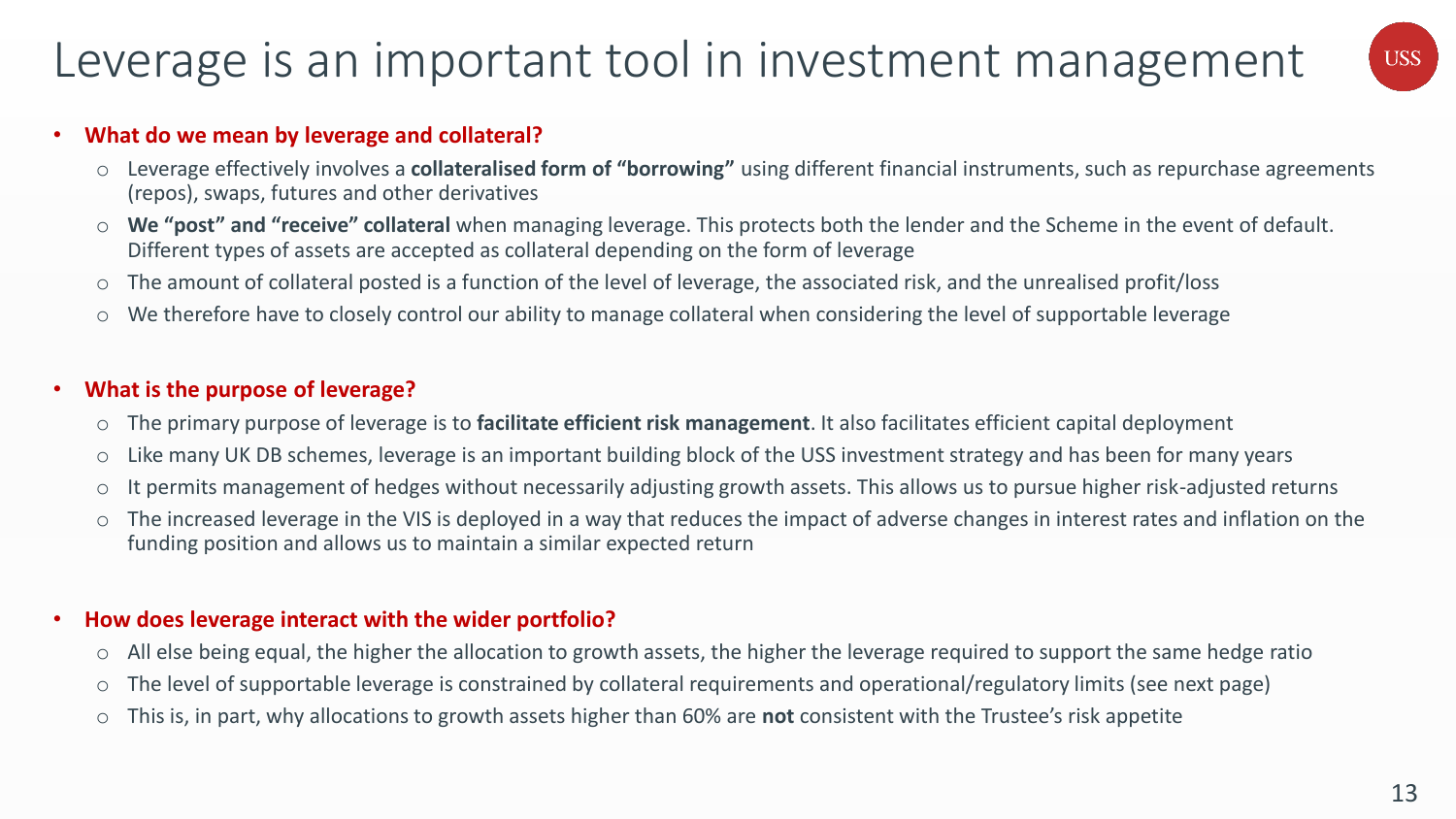# Leverage is an important tool in investment management

- **What do we mean by leverage and collateral?**
  - Leverage effectively involves a **collateralised form of "borrowing"** using different financial instruments, such as repurchase agreements (repos), swaps, futures and other derivatives
  - **We "post" and "receive" collateral** when managing leverage. This protects both the lender and the Scheme in the event of default. Different types of assets are accepted as collateral depending on the form of leverage
  - The amount of collateral posted is a function of the level of leverage, the associated risk, and the unrealised profit/loss
  - We therefore have to closely control our ability to manage collateral when considering the level of supportable leverage

- **What is the purpose of leverage?**
  - The primary purpose of leverage is to **facilitate efficient risk management**. It also facilitates efficient capital deployment
  - Like many UK DB schemes, leverage is an important building block of the USS investment strategy and has been for many years
  - It permits management of hedges without necessarily adjusting growth assets. This allows us to pursue higher risk-adjusted returns
  - The increased leverage in the VIS is deployed in a way that reduces the impact of adverse changes in interest rates and inflation on the funding position and allows us to maintain a similar expected return

- **How does leverage interact with the wider portfolio?**
  - All else being equal, the higher the allocation to growth assets, the higher the leverage required to support the same hedge ratio
  - The level of supportable leverage is constrained by collateral requirements and operational/regulatory limits (see next page)
  - This is, in part, why allocations to growth assets higher than 60% are **not** consistent with the Trustee's risk appetite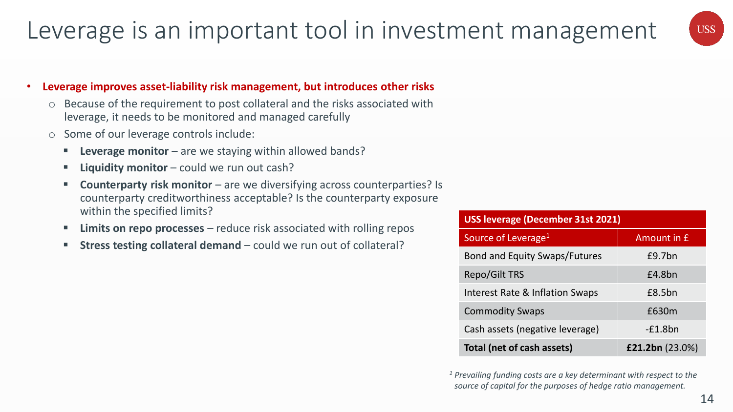# Leverage is an important tool in investment management

- **Leverage improves asset-liability risk management, but introduces other risks**
  - Because of the requirement to post collateral and the risks associated with leverage, it needs to be monitored and managed carefully
  - Some of our leverage controls include:
    - **Leverage monitor** – are we staying within allowed bands?
    - **Liquidity monitor** – could we run out cash?
    - **Counterparty risk monitor** – are we diversifying across counterparties? Is counterparty creditworthiness acceptable? Is the counterparty exposure within the specified limits?
    - **Limits on repo processes** – reduce risk associated with rolling repos
    - **Stress testing collateral demand** – could we run out of collateral?

| **USS leverage (December 31st 2021)** | |
|---|---|
| Source of Leverage[1] | Amount in £ |
| Bond and Equity Swaps/Futures | £9.7bn |
| Repo/Gilt TRS | £4.8bn |
| Interest Rate & Inflation Swaps | £8.5bn |
| Commodity Swaps | £630m |
| Cash assets (negative leverage) | -£1.8bn |
| **Total (net of cash assets)** | **£21.2bn** (23.0%) |

*[1] Prevailing funding costs are a key determinant with respect to the source of capital for the purposes of hedge ratio management.*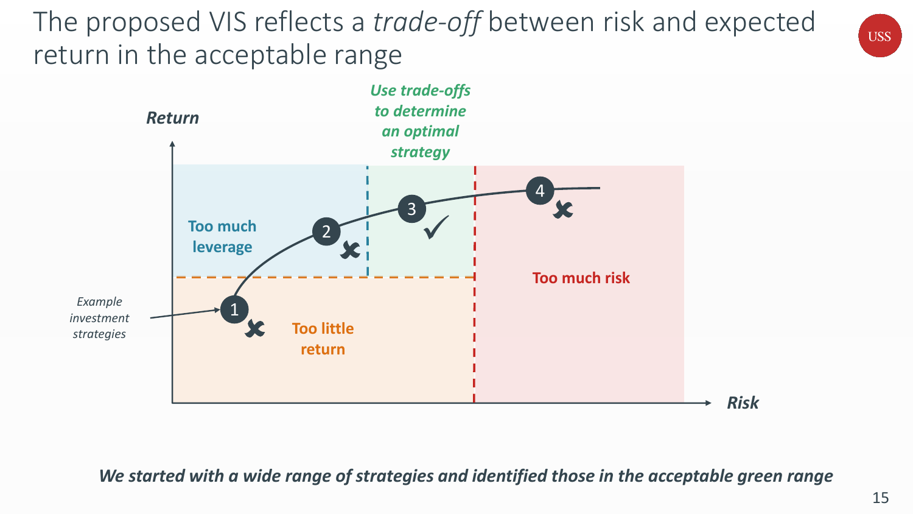# The proposed VIS reflects a *trade-off* between risk and expected return in the acceptable range

*Use trade-offs to determine an optimal strategy*

**Return**

Too much leverage

Too little return

Too much risk

**Risk**

*Example investment strategies*

1 ✗ 2 ✗ 3 ✓ 4 ✗

***We started with a wide range of strategies and identified those in the acceptable green range***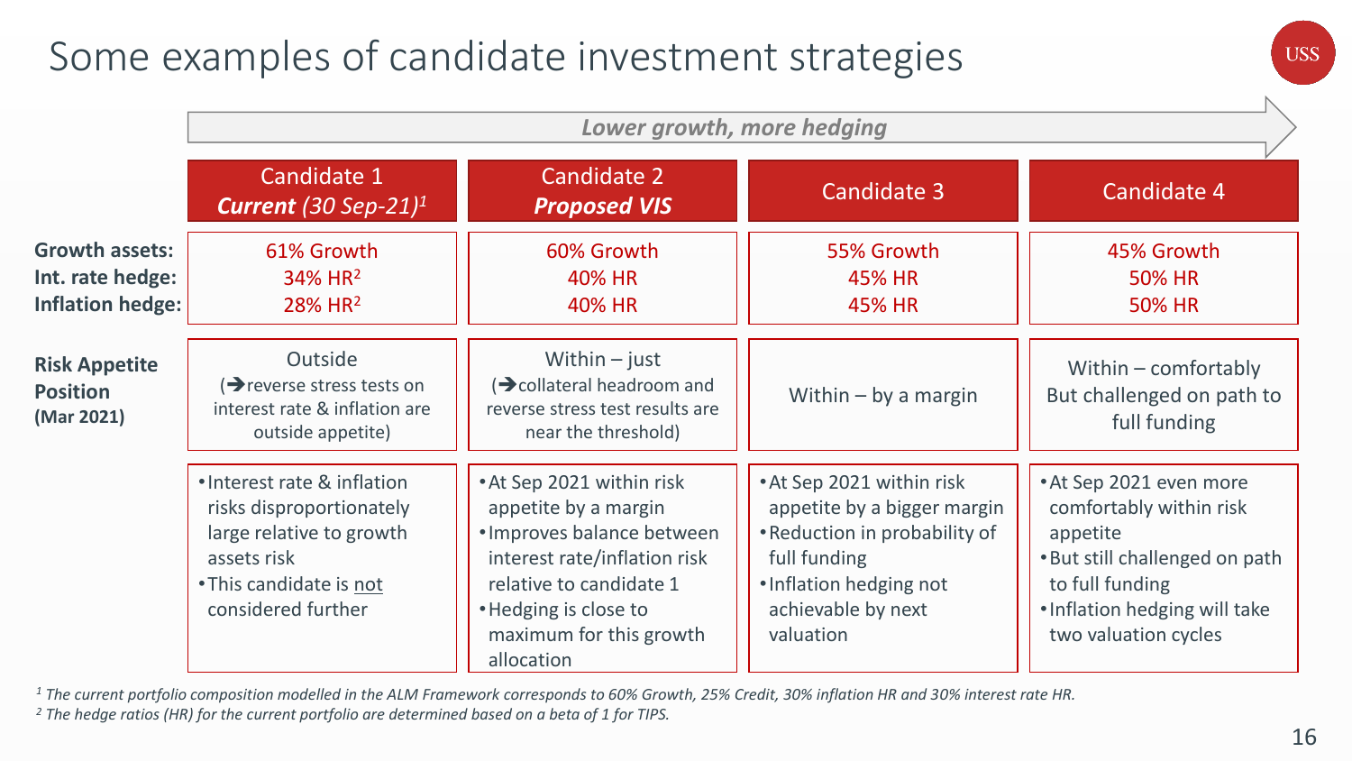# Some examples of candidate investment strategies

*Lower growth, more hedging* →

| | Candidate 1 ***Current*** *(30 Sep-21)*[1] | Candidate 2 ***Proposed VIS*** | Candidate 3 | Candidate 4 |
|---|---|---|---|---|
| **Growth assets:** **Int. rate hedge:** **Inflation hedge:** | 61% Growth 34% HR[2] 28% HR[2] | 60% Growth 40% HR 40% HR | 55% Growth 45% HR 45% HR | 45% Growth 50% HR 50% HR |
| **Risk Appetite Position (Mar 2021)** | Outside (→reverse stress tests on interest rate & inflation are outside appetite) | Within – just (→collateral headroom and reverse stress test results are near the threshold) | Within – by a margin | Within – comfortably But challenged on path to full funding |
| | • Interest rate & inflation risks disproportionately large relative to growth assets risk<br>• This candidate is not considered further | • At Sep 2021 within risk appetite by a margin<br>• Improves balance between interest rate/inflation risk relative to candidate 1<br>• Hedging is close to maximum for this growth allocation | • At Sep 2021 within risk appetite by a bigger margin<br>• Reduction in probability of full funding<br>• Inflation hedging not achievable by next valuation | • At Sep 2021 even more comfortably within risk appetite<br>• But still challenged on path to full funding<br>• Inflation hedging will take two valuation cycles |

*[1] The current portfolio composition modelled in the ALM Framework corresponds to 60% Growth, 25% Credit, 30% inflation HR and 30% interest rate HR.*

*[2] The hedge ratios (HR) for the current portfolio are determined based on a beta of 1 for TIPS.*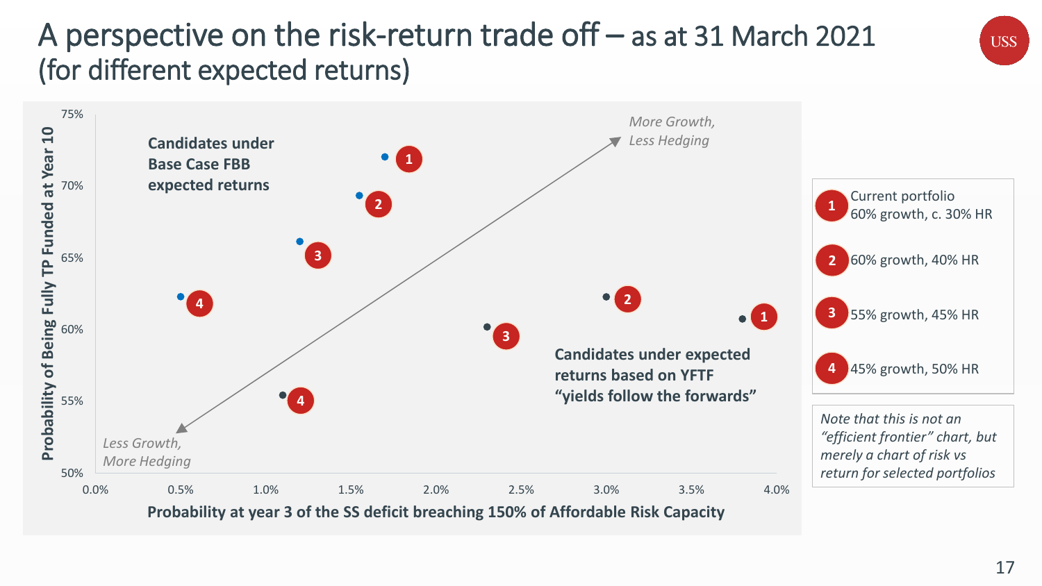# A perspective on the risk-return trade off – as at 31 March 2021 (for different expected returns)

**Candidates under Base Case FBB expected returns**

**Candidates under expected returns based on YFTF "yields follow the forwards"**

*More Growth, Less Hedging*

*Less Growth, More Hedging*

Probability of Being Fully TP Funded at Year 10

Probability at year 3 of the SS deficit breaching 150% of Affordable Risk Capacity

1. Current portfolio 60% growth, c. 30% HR
2. 60% growth, 40% HR
3. 55% growth, 45% HR
4. 45% growth, 50% HR

*Note that this is not an "efficient frontier" chart, but merely a chart of risk vs return for selected portfolios*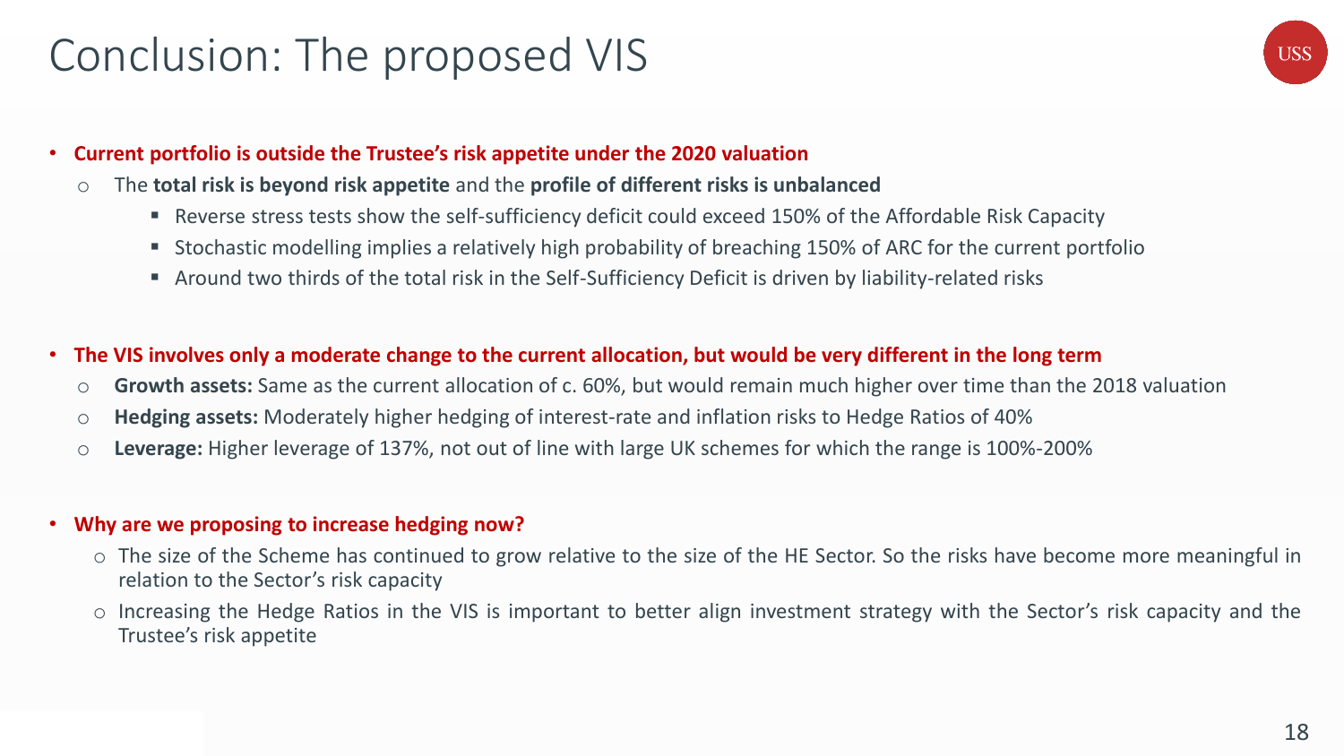# Conclusion: The proposed VIS

- **Current portfolio is outside the Trustee's risk appetite under the 2020 valuation**
  - The **total risk is beyond risk appetite** and the **profile of different risks is unbalanced**
    - Reverse stress tests show the self-sufficiency deficit could exceed 150% of the Affordable Risk Capacity
    - Stochastic modelling implies a relatively high probability of breaching 150% of ARC for the current portfolio
    - Around two thirds of the total risk in the Self-Sufficiency Deficit is driven by liability-related risks

- **The VIS involves only a moderate change to the current allocation, but would be very different in the long term**
  - **Growth assets:** Same as the current allocation of c. 60%, but would remain much higher over time than the 2018 valuation
  - **Hedging assets:** Moderately higher hedging of interest-rate and inflation risks to Hedge Ratios of 40%
  - **Leverage:** Higher leverage of 137%, not out of line with large UK schemes for which the range is 100%-200%

- **Why are we proposing to increase hedging now?**
  - The size of the Scheme has continued to grow relative to the size of the HE Sector. So the risks have become more meaningful in relation to the Sector's risk capacity
  - Increasing the Hedge Ratios in the VIS is important to better align investment strategy with the Sector's risk capacity and the Trustee's risk appetite